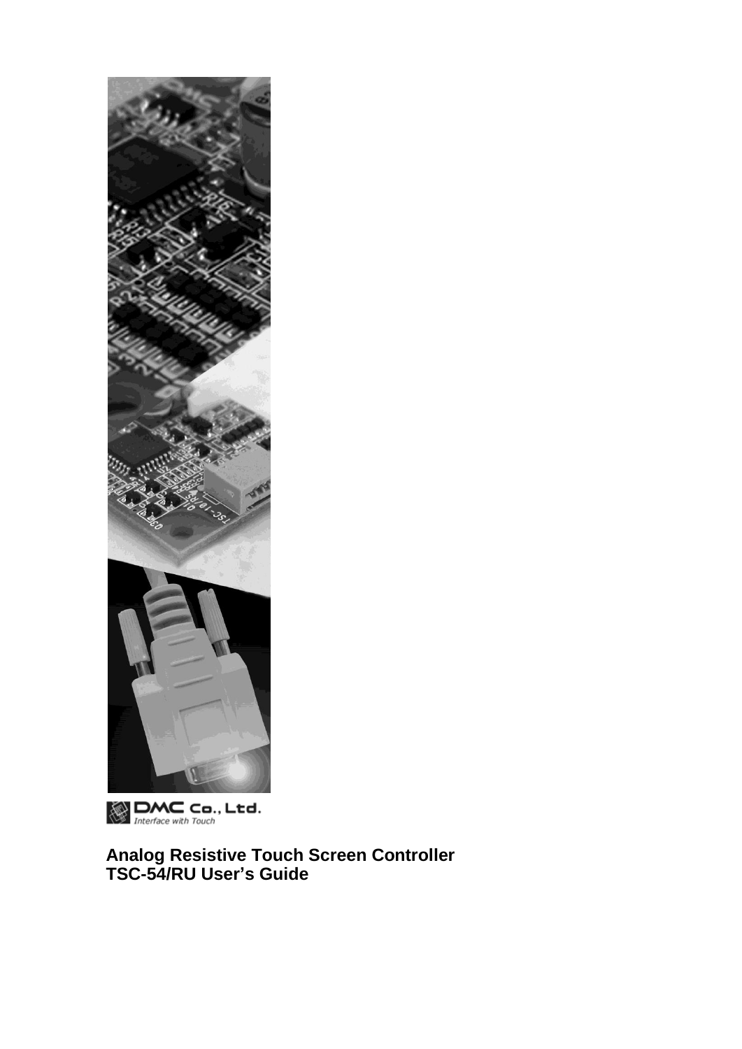DMC Co., Ltd.
*Interface with Touch*

# Analog Resistive Touch Screen Controller TSC-54/RU User's Guide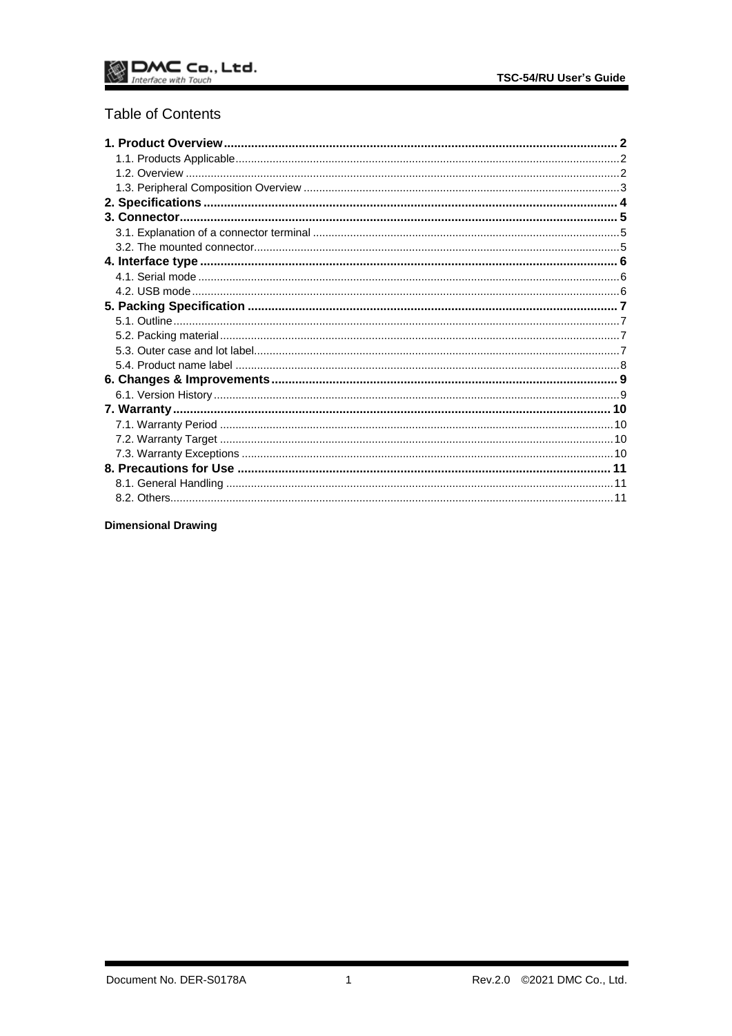## Table of Contents

**1. Product Overview** .......... **2**
- 1.1. Products Applicable .......... 2
- 1.2. Overview .......... 2
- 1.3. Peripheral Composition Overview .......... 3

**2. Specifications** .......... **4**

**3. Connector** .......... **5**
- 3.1. Explanation of a connector terminal .......... 5
- 3.2. The mounted connector .......... 5

**4. Interface type** .......... **6**
- 4.1. Serial mode .......... 6
- 4.2. USB mode .......... 6

**5. Packing Specification** .......... **7**
- 5.1. Outline .......... 7
- 5.2. Packing material .......... 7
- 5.3. Outer case and lot label .......... 7
- 5.4. Product name label .......... 8

**6. Changes & Improvements** .......... **9**
- 6.1. Version History .......... 9

**7. Warranty** .......... **10**
- 7.1. Warranty Period .......... 10
- 7.2. Warranty Target .......... 10
- 7.3. Warranty Exceptions .......... 10

**8. Precautions for Use** .......... **11**
- 8.1. General Handling .......... 11
- 8.2. Others .......... 11

**Dimensional Drawing**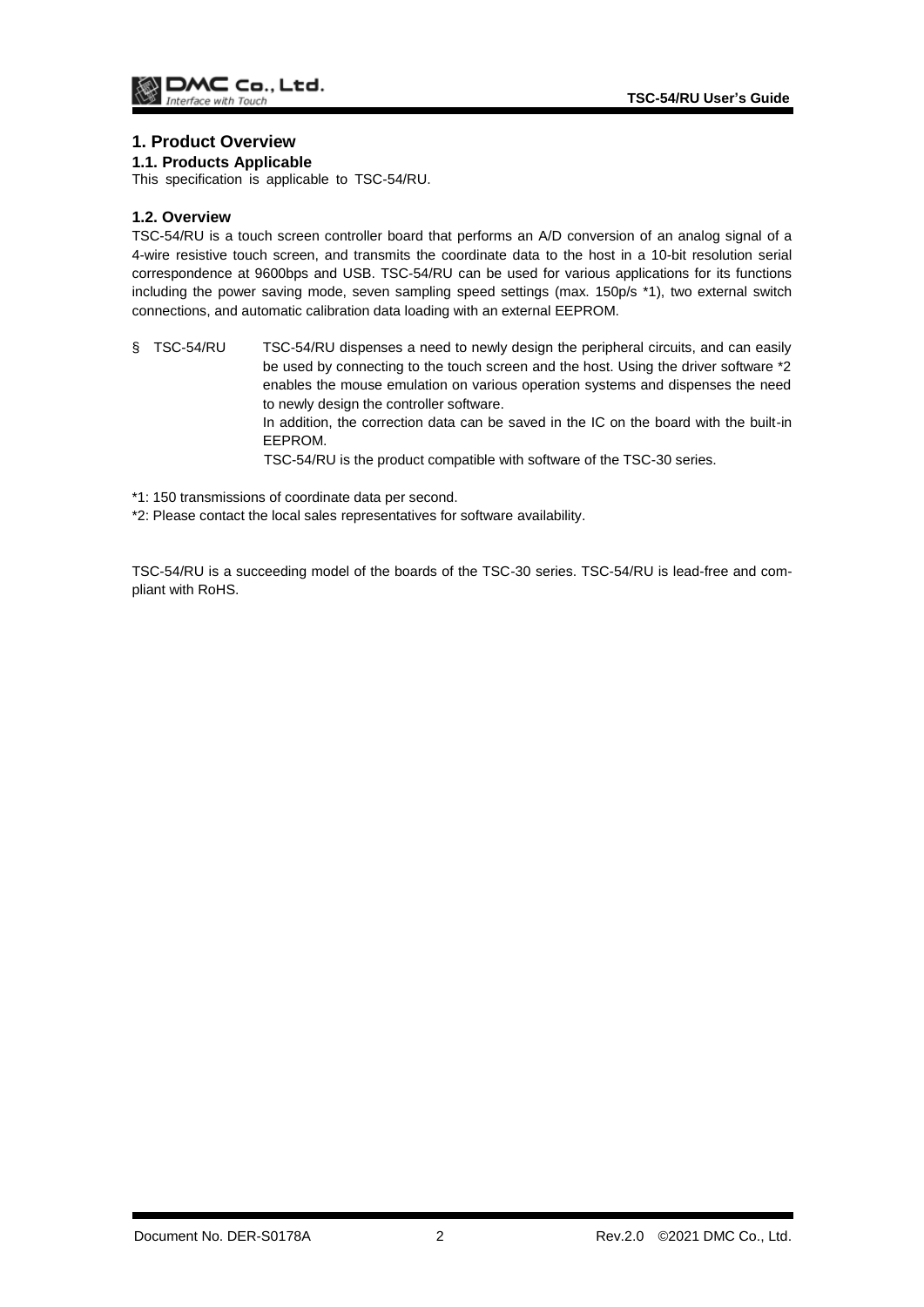# 1. Product Overview

## 1.1. Products Applicable

This specification is applicable to TSC-54/RU.

## 1.2. Overview

TSC-54/RU is a touch screen controller board that performs an A/D conversion of an analog signal of a 4-wire resistive touch screen, and transmits the coordinate data to the host in a 10-bit resolution serial correspondence at 9600bps and USB. TSC-54/RU can be used for various applications for its functions including the power saving mode, seven sampling speed settings (max. 150p/s *1), two external switch connections, and automatic calibration data loading with an external EEPROM.

§ TSC-54/RU TSC-54/RU dispenses a need to newly design the peripheral circuits, and can easily be used by connecting to the touch screen and the host. Using the driver software *2 enables the mouse emulation on various operation systems and dispenses the need to newly design the controller software.
In addition, the correction data can be saved in the IC on the board with the built-in EEPROM.
TSC-54/RU is the product compatible with software of the TSC-30 series.

*1: 150 transmissions of coordinate data per second.

*2: Please contact the local sales representatives for software availability.

TSC-54/RU is a succeeding model of the boards of the TSC-30 series. TSC-54/RU is lead-free and compliant with RoHS.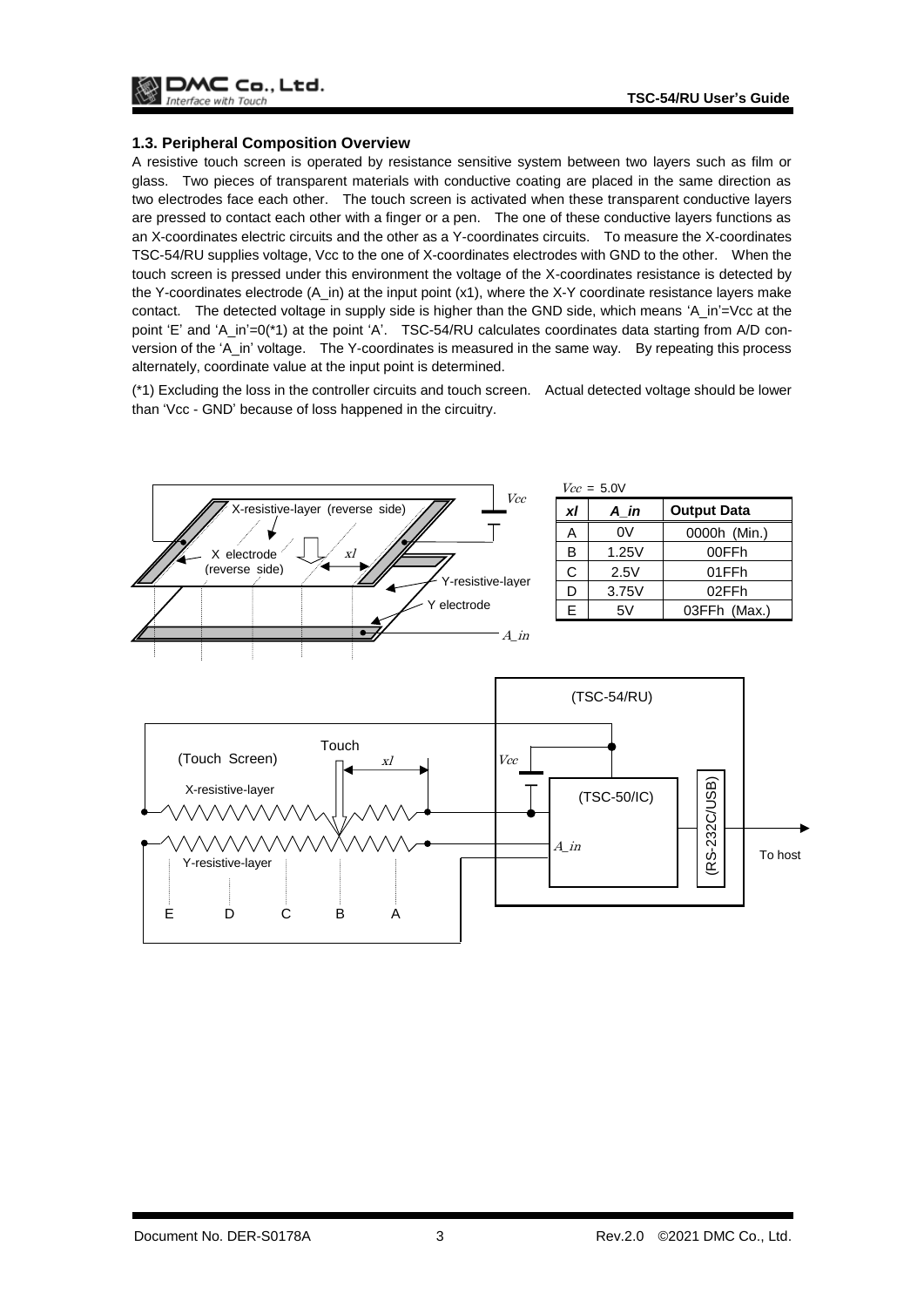### 1.3. Peripheral Composition Overview

A resistive touch screen is operated by resistance sensitive system between two layers such as film or glass. Two pieces of transparent materials with conductive coating are placed in the same direction as two electrodes face each other. The touch screen is activated when these transparent conductive layers are pressed to contact each other with a finger or a pen. The one of these conductive layers functions as an X-coordinates electric circuits and the other as a Y-coordinates circuits. To measure the X-coordinates TSC-54/RU supplies voltage, Vcc to the one of X-coordinates electrodes with GND to the other. When the touch screen is pressed under this environment the voltage of the X-coordinates resistance is detected by the Y-coordinates electrode (A_in) at the input point (x1), where the X-Y coordinate resistance layers make contact. The detected voltage in supply side is higher than the GND side, which means 'A_in'=Vcc at the point 'E' and 'A_in'=0(*1) at the point 'A'. TSC-54/RU calculates coordinates data starting from A/D conversion of the 'A_in' voltage. The Y-coordinates is measured in the same way. By repeating this process alternately, coordinate value at the input point is determined.

(*1) Excluding the loss in the controller circuits and touch screen. Actual detected voltage should be lower than 'Vcc - GND' because of loss happened in the circuitry.

*Vcc* = 5.0V

| *xl* | *A_in* | Output Data |
|---|---|---|
| A | 0V | 0000h (Min.) |
| B | 1.25V | 00FFh |
| C | 2.5V | 01FFh |
| D | 3.75V | 02FFh |
| E | 5V | 03FFh (Max.) |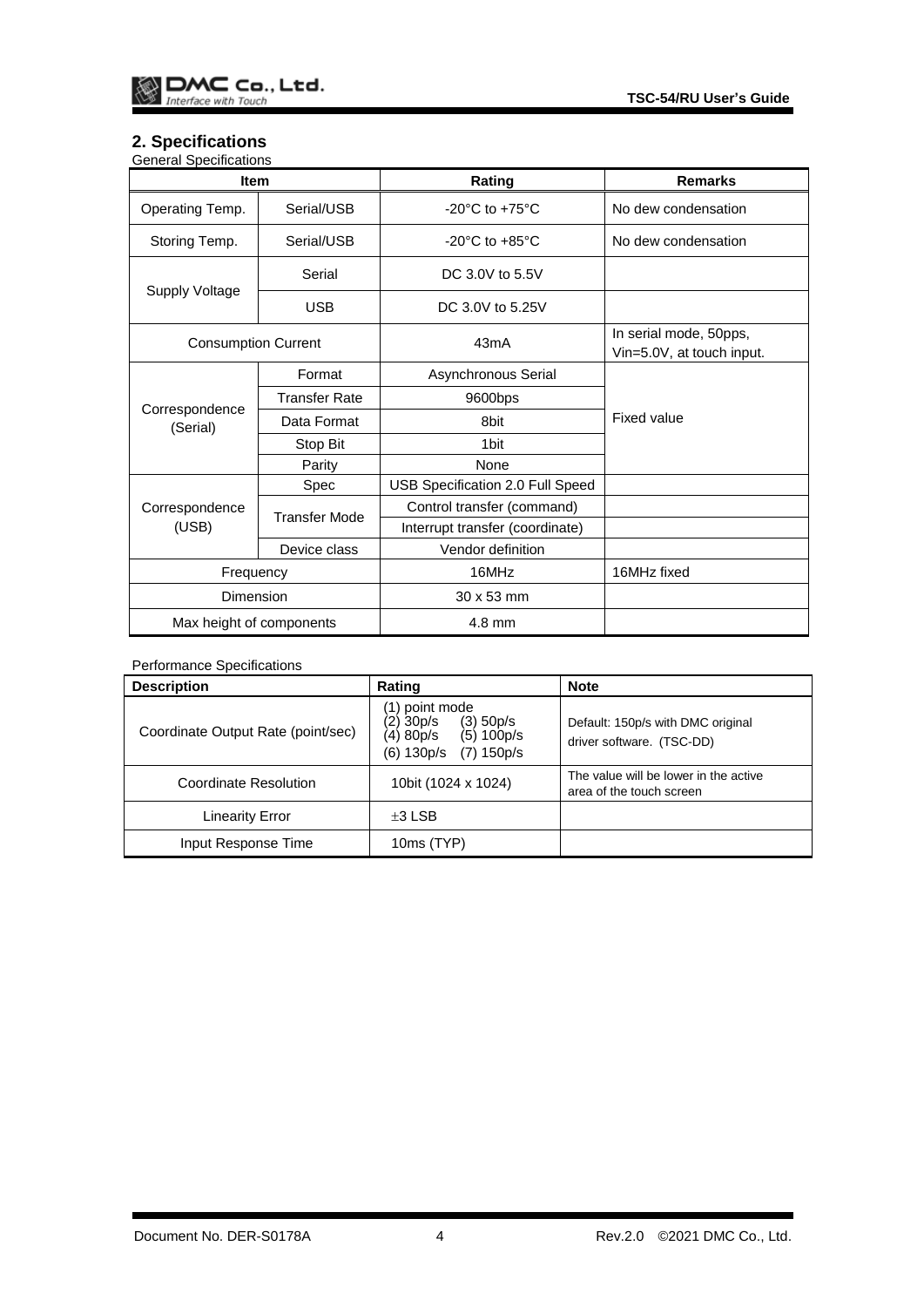## 2. Specifications

General Specifications

| Item | | Rating | Remarks |
|---|---|---|---|
| Operating Temp. | Serial/USB | -20°C to +75°C | No dew condensation |
| Storing Temp. | Serial/USB | -20°C to +85°C | No dew condensation |
| Supply Voltage | Serial | DC 3.0V to 5.5V | |
| | USB | DC 3.0V to 5.25V | |
| Consumption Current | | 43mA | In serial mode, 50pps, Vin=5.0V, at touch input. |
| Correspondence (Serial) | Format | Asynchronous Serial | Fixed value |
| | Transfer Rate | 9600bps | |
| | Data Format | 8bit | |
| | Stop Bit | 1bit | |
| | Parity | None | |
| Correspondence (USB) | Spec | USB Specification 2.0 Full Speed | |
| | Transfer Mode | Control transfer (command) | |
| | | Interrupt transfer (coordinate) | |
| | Device class | Vendor definition | |
| Frequency | | 16MHz | 16MHz fixed |
| Dimension | | 30 x 53 mm | |
| Max height of components | | 4.8 mm | |

Performance Specifications

| Description | Rating | Note |
|---|---|---|
| Coordinate Output Rate (point/sec) | (1) point mode<br>(2) 30p/s (3) 50p/s<br>(4) 80p/s (5) 100p/s<br>(6) 130p/s (7) 150p/s | Default: 150p/s with DMC original driver software. (TSC-DD) |
| Coordinate Resolution | 10bit (1024 x 1024) | The value will be lower in the active area of the touch screen |
| Linearity Error | ±3 LSB | |
| Input Response Time | 10ms (TYP) | |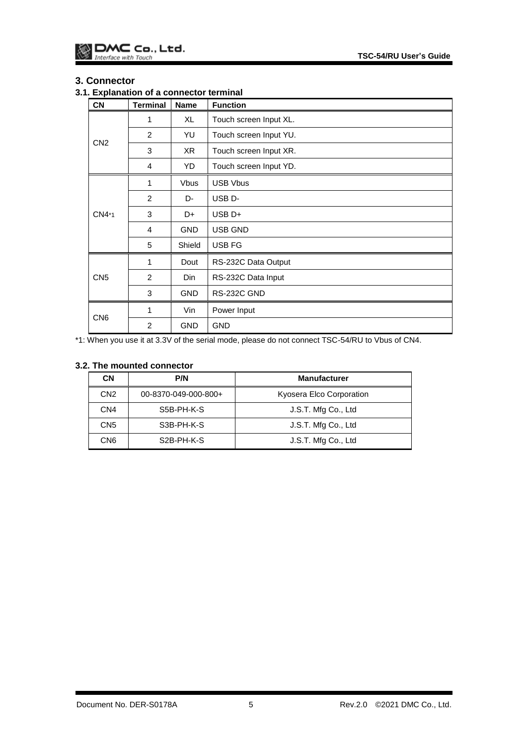# 3. Connector

## 3.1. Explanation of a connector terminal

| CN | Terminal | Name | Function |
| --- | --- | --- | --- |
| CN2 | 1 | XL | Touch screen Input XL. |
| | 2 | YU | Touch screen Input YU. |
| | 3 | XR | Touch screen Input XR. |
| | 4 | YD | Touch screen Input YD. |
| CN4*1 | 1 | Vbus | USB Vbus |
| | 2 | D- | USB D- |
| | 3 | D+ | USB D+ |
| | 4 | GND | USB GND |
| | 5 | Shield | USB FG |
| CN5 | 1 | Dout | RS-232C Data Output |
| | 2 | Din | RS-232C Data Input |
| | 3 | GND | RS-232C GND |
| CN6 | 1 | Vin | Power Input |
| | 2 | GND | GND |

*1: When you use it at 3.3V of the serial mode, please do not connect TSC-54/RU to Vbus of CN4.

## 3.2. The mounted connector

| CN | P/N | Manufacturer |
| --- | --- | --- |
| CN2 | 00-8370-049-000-800+ | Kyosera Elco Corporation |
| CN4 | S5B-PH-K-S | J.S.T. Mfg Co., Ltd |
| CN5 | S3B-PH-K-S | J.S.T. Mfg Co., Ltd |
| CN6 | S2B-PH-K-S | J.S.T. Mfg Co., Ltd |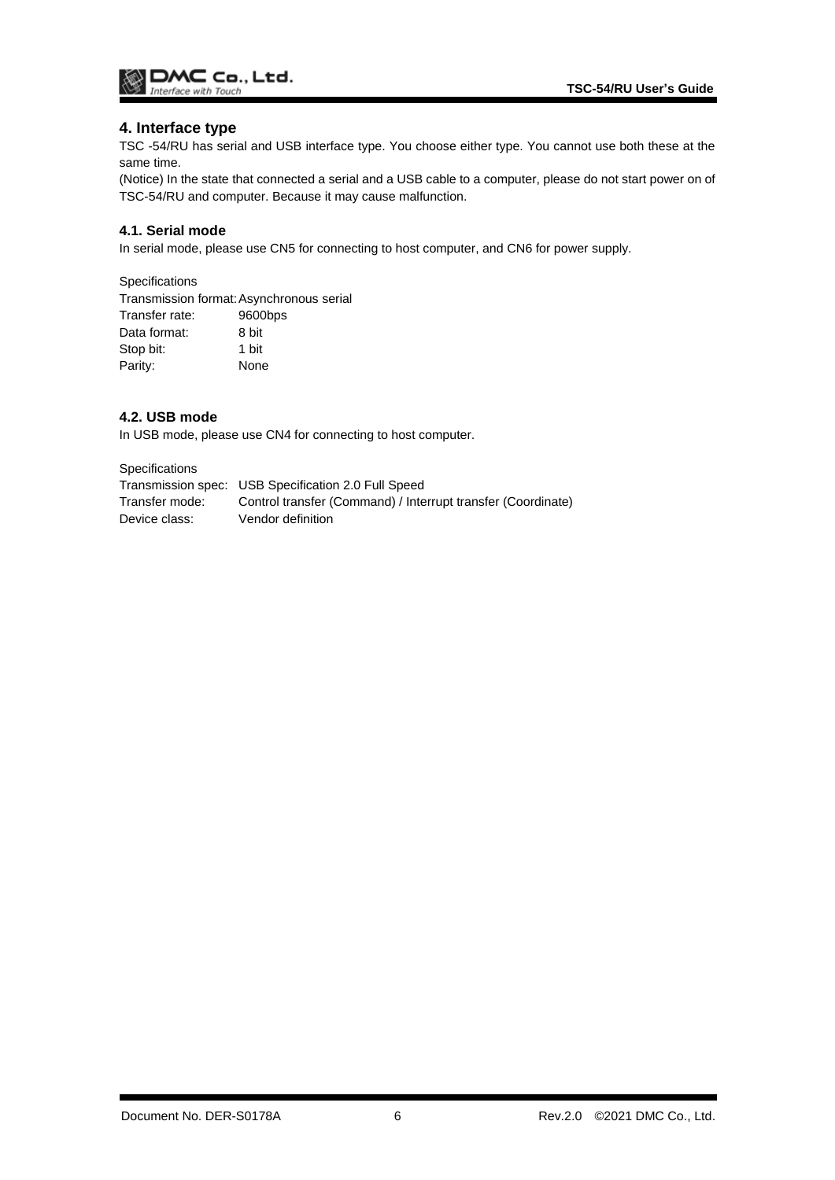## 4. Interface type

TSC -54/RU has serial and USB interface type. You choose either type. You cannot use both these at the same time.

(Notice) In the state that connected a serial and a USB cable to a computer, please do not start power on of TSC-54/RU and computer. Because it may cause malfunction.

### 4.1. Serial mode

In serial mode, please use CN5 for connecting to host computer, and CN6 for power supply.

Specifications

| | |
|---|---|
| Transmission format: | Asynchronous serial |
| Transfer rate: | 9600bps |
| Data format: | 8 bit |
| Stop bit: | 1 bit |
| Parity: | None |

### 4.2. USB mode

In USB mode, please use CN4 for connecting to host computer.

Specifications

| | |
|---|---|
| Transmission spec: | USB Specification 2.0 Full Speed |
| Transfer mode: | Control transfer (Command) / Interrupt transfer (Coordinate) |
| Device class: | Vendor definition |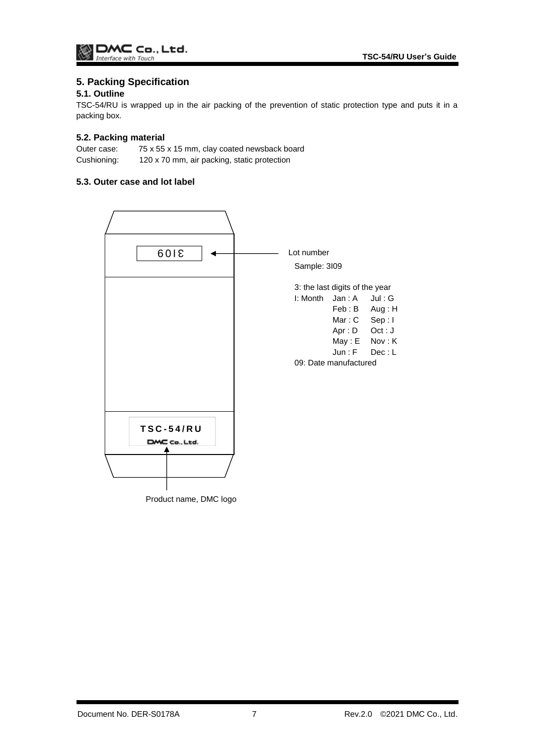## 5. Packing Specification

### 5.1. Outline

TSC-54/RU is wrapped up in the air packing of the prevention of static protection type and puts it in a packing box.

### 5.2. Packing material

Outer case: 75 x 55 x 15 mm, clay coated newsback board
Cushioning: 120 x 70 mm, air packing, static protection

### 5.3. Outer case and lot label

3I09

Lot number

Sample: 3I09

3: the last digits of the year

| I: Month | | |
|---|---|---|
| | Jan : A | Jul : G |
| | Feb : B | Aug : H |
| | Mar : C | Sep : I |
| | Apr : D | Oct : J |
| | May : E | Nov : K |
| | Jun : F | Dec : L |

09: Date manufactured

TSC-54/RU
DMC Co., Ltd.

Product name, DMC logo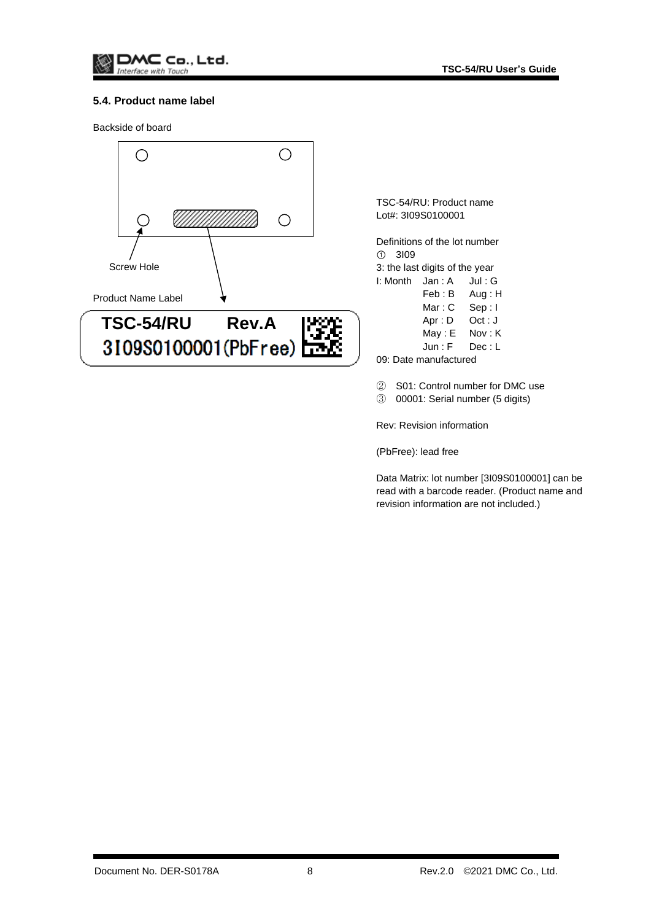### 5.4. Product name label

Backside of board

Screw Hole

Product Name Label

**TSC-54/RU Rev.A**
**3I09S0100001(PbFree)**

TSC-54/RU: Product name
Lot#: 3I09S0100001

Definitions of the lot number

① 3I09

3: the last digits of the year

I: Month

| Jan : A | Jul : G |
|---|---|
| Feb : B | Aug : H |
| Mar : C | Sep : I |
| Apr : D | Oct : J |
| May : E | Nov : K |
| Jun : F | Dec : L |

09: Date manufactured

② S01: Control number for DMC use

③ 00001: Serial number (5 digits)

Rev: Revision information

(PbFree): lead free

Data Matrix: lot number [3I09S0100001] can be read with a barcode reader. (Product name and revision information are not included.)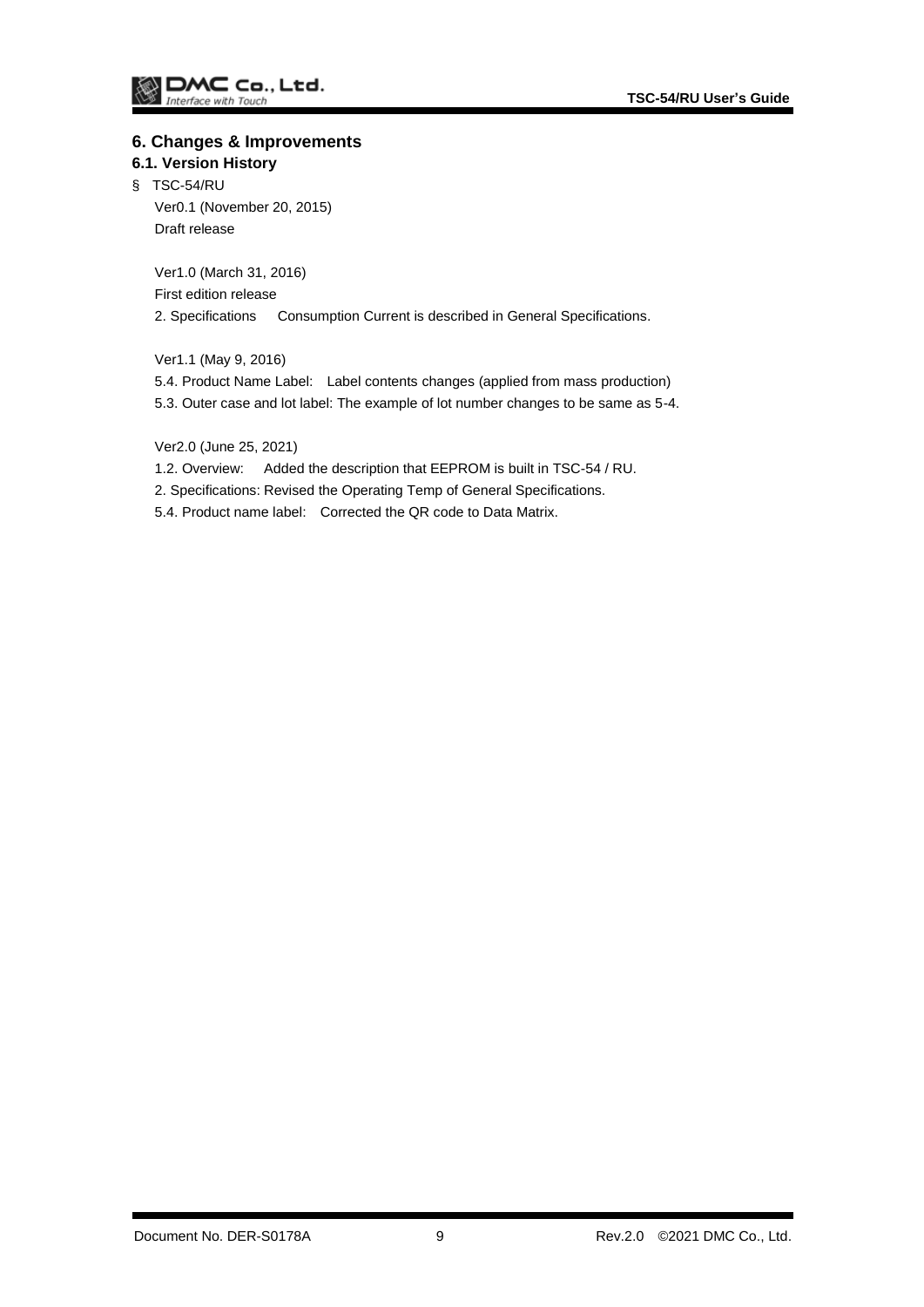# 6. Changes & Improvements

## 6.1. Version History

§ TSC-54/RU

Ver0.1 (November 20, 2015)
Draft release

Ver1.0 (March 31, 2016)
First edition release
2. Specifications　Consumption Current is described in General Specifications.

Ver1.1 (May 9, 2016)
5.4. Product Name Label:　Label contents changes (applied from mass production)
5.3. Outer case and lot label: The example of lot number changes to be same as 5-4.

Ver2.0 (June 25, 2021)
1.2. Overview:　Added the description that EEPROM is built in TSC-54 / RU.
2. Specifications: Revised the Operating Temp of General Specifications.
5.4. Product name label:　Corrected the QR code to Data Matrix.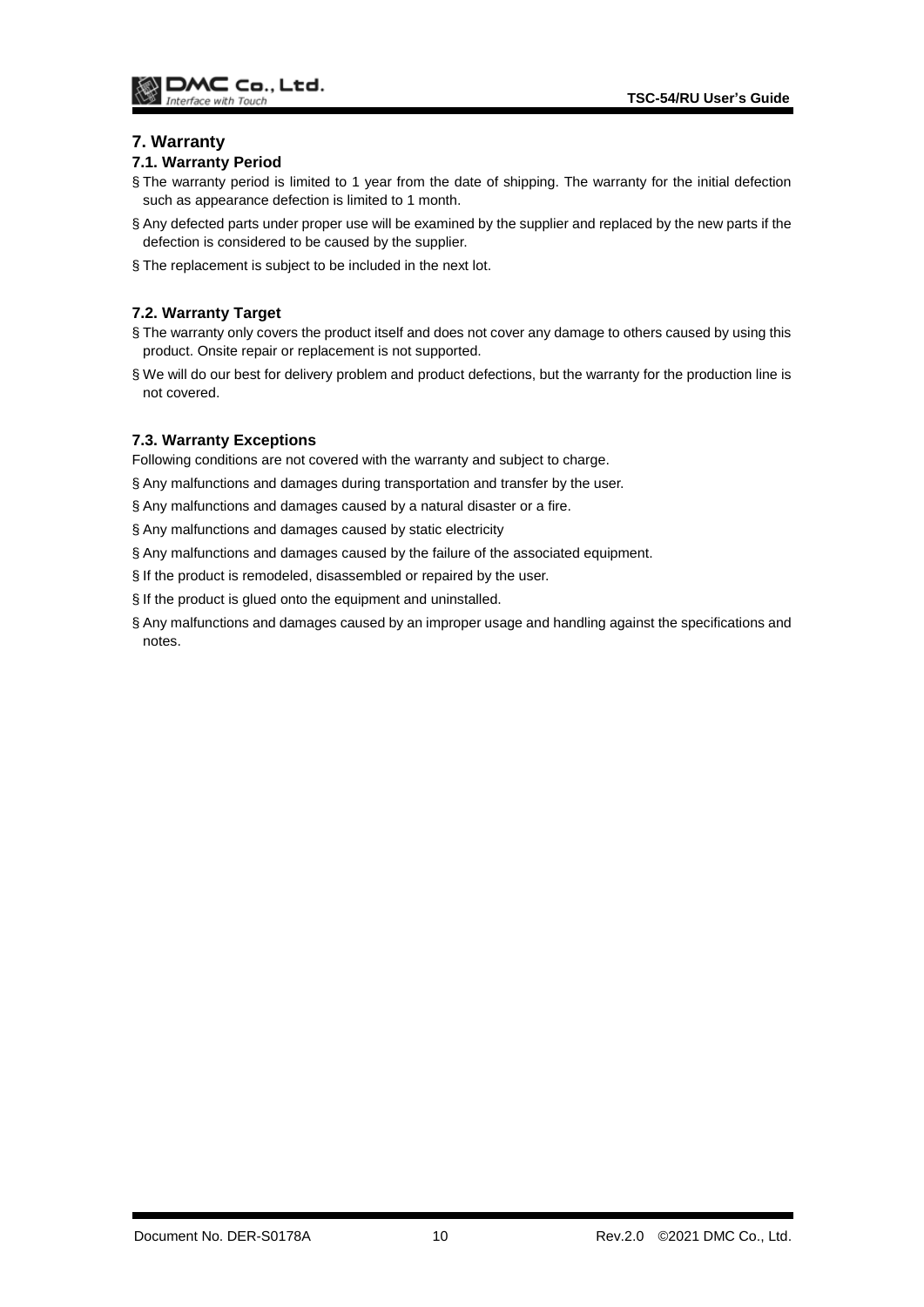# 7. Warranty

## 7.1. Warranty Period

- The warranty period is limited to 1 year from the date of shipping. The warranty for the initial defection such as appearance defection is limited to 1 month.
- Any defected parts under proper use will be examined by the supplier and replaced by the new parts if the defection is considered to be caused by the supplier.
- The replacement is subject to be included in the next lot.

## 7.2. Warranty Target

- The warranty only covers the product itself and does not cover any damage to others caused by using this product. Onsite repair or replacement is not supported.
- We will do our best for delivery problem and product defections, but the warranty for the production line is not covered.

## 7.3. Warranty Exceptions

Following conditions are not covered with the warranty and subject to charge.

- Any malfunctions and damages during transportation and transfer by the user.
- Any malfunctions and damages caused by a natural disaster or a fire.
- Any malfunctions and damages caused by static electricity
- Any malfunctions and damages caused by the failure of the associated equipment.
- If the product is remodeled, disassembled or repaired by the user.
- If the product is glued onto the equipment and uninstalled.
- Any malfunctions and damages caused by an improper usage and handling against the specifications and notes.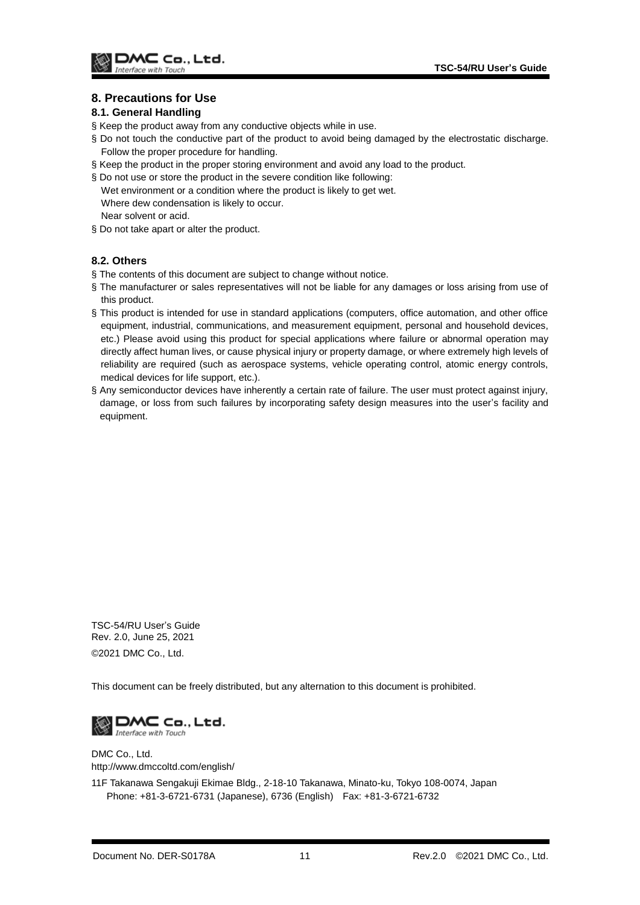## 8. Precautions for Use

### 8.1. General Handling

§ Keep the product away from any conductive objects while in use.

§ Do not touch the conductive part of the product to avoid being damaged by the electrostatic discharge. Follow the proper procedure for handling.

§ Keep the product in the proper storing environment and avoid any load to the product.

§ Do not use or store the product in the severe condition like following:
Wet environment or a condition where the product is likely to get wet.
Where dew condensation is likely to occur.
Near solvent or acid.

§ Do not take apart or alter the product.

### 8.2. Others

§ The contents of this document are subject to change without notice.

§ The manufacturer or sales representatives will not be liable for any damages or loss arising from use of this product.

§ This product is intended for use in standard applications (computers, office automation, and other office equipment, industrial, communications, and measurement equipment, personal and household devices, etc.) Please avoid using this product for special applications where failure or abnormal operation may directly affect human lives, or cause physical injury or property damage, or where extremely high levels of reliability are required (such as aerospace systems, vehicle operating control, atomic energy controls, medical devices for life support, etc.).

§ Any semiconductor devices have inherently a certain rate of failure. The user must protect against injury, damage, or loss from such failures by incorporating safety design measures into the user's facility and equipment.

TSC-54/RU User's Guide
Rev. 2.0, June 25, 2021
©2021 DMC Co., Ltd.

This document can be freely distributed, but any alternation to this document is prohibited.

DMC Co., Ltd.
Interface with Touch

DMC Co., Ltd.
http://www.dmccoltd.com/english/

11F Takanawa Sengakuji Ekimae Bldg., 2-18-10 Takanawa, Minato-ku, Tokyo 108-0074, Japan
Phone: +81-3-6721-6731 (Japanese), 6736 (English) Fax: +81-3-6721-6732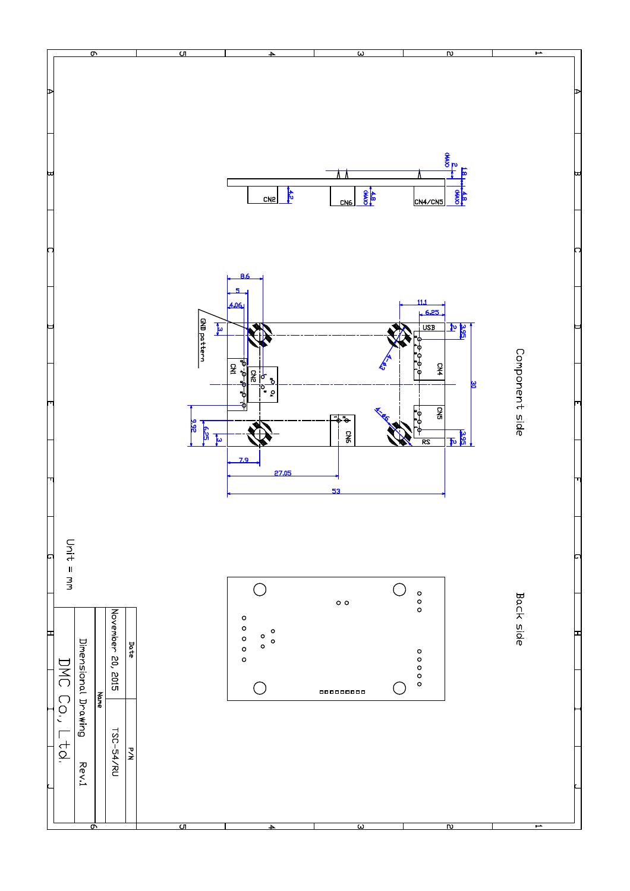Component side

Back side

Unit = mm

GND pattern

CN1 CN2 CN4 CN5 CN6 USB RS CN4/CN5

8.6
5
4.06
11.1
6.25
3
2
3.95
30
4-φ3
4-φ6
9.92
6.25
3
2
3.95
7.9
27.05
53

1.8
2 (MAX)
4.2
4.8 (MAX)
4.8 (MAX)

| Date | P/N |
|---|---|
| November 20, 2015 | TSC-54/RU |
| Name | |
| Dimensional Drawing Rev.1 | |
| DMC Co., Ltd. | |